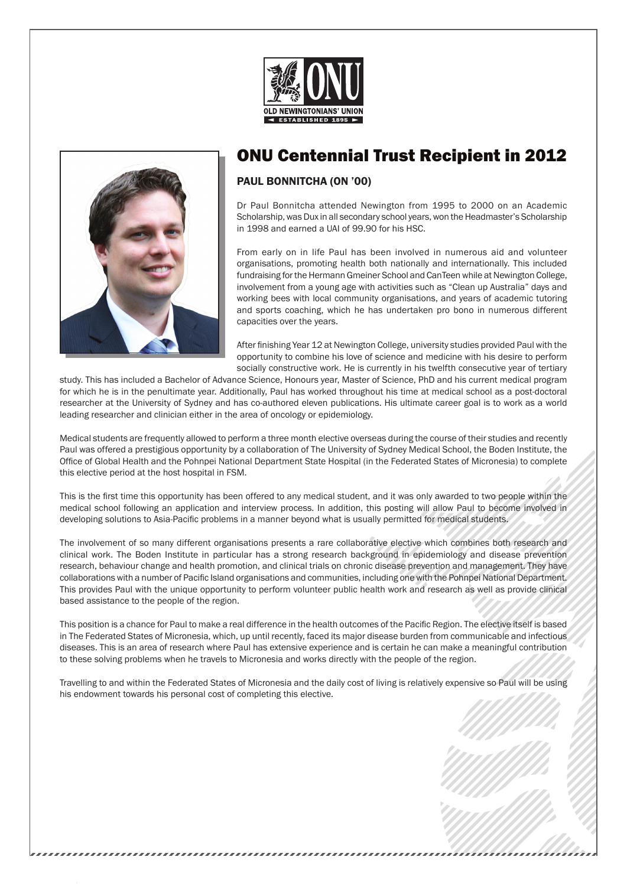OLD NEWINGTONIANS' UNION
ESTABLISHED 1895

# ONU Centennial Trust Recipient in 2012

## PAUL BONNITCHA (ON '00)

Dr Paul Bonnitcha attended Newington from 1995 to 2000 on an Academic Scholarship, was Dux in all secondary school years, won the Headmaster's Scholarship in 1998 and earned a UAI of 99.90 for his HSC.

From early on in life Paul has been involved in numerous aid and volunteer organisations, promoting health both nationally and internationally. This included fundraising for the Hermann Gmeiner School and CanTeen while at Newington College, involvement from a young age with activities such as "Clean up Australia" days and working bees with local community organisations, and years of academic tutoring and sports coaching, which he has undertaken pro bono in numerous different capacities over the years.

After finishing Year 12 at Newington College, university studies provided Paul with the opportunity to combine his love of science and medicine with his desire to perform socially constructive work. He is currently in his twelfth consecutive year of tertiary study. This has included a Bachelor of Advance Science, Honours year, Master of Science, PhD and his current medical program for which he is in the penultimate year. Additionally, Paul has worked throughout his time at medical school as a post-doctoral researcher at the University of Sydney and has co-authored eleven publications. His ultimate career goal is to work as a world leading researcher and clinician either in the area of oncology or epidemiology.

Medical students are frequently allowed to perform a three month elective overseas during the course of their studies and recently Paul was offered a prestigious opportunity by a collaboration of The University of Sydney Medical School, the Boden Institute, the Office of Global Health and the Pohnpei National Department State Hospital (in the Federated States of Micronesia) to complete this elective period at the host hospital in FSM.

This is the first time this opportunity has been offered to any medical student, and it was only awarded to two people within the medical school following an application and interview process. In addition, this posting will allow Paul to become involved in developing solutions to Asia-Pacific problems in a manner beyond what is usually permitted for medical students.

The involvement of so many different organisations presents a rare collaborative elective which combines both research and clinical work. The Boden Institute in particular has a strong research background in epidemiology and disease prevention research, behaviour change and health promotion, and clinical trials on chronic disease prevention and management. They have collaborations with a number of Pacific Island organisations and communities, including one with the Pohnpei National Department. This provides Paul with the unique opportunity to perform volunteer public health work and research as well as provide clinical based assistance to the people of the region.

This position is a chance for Paul to make a real difference in the health outcomes of the Pacific Region. The elective itself is based in The Federated States of Micronesia, which, up until recently, faced its major disease burden from communicable and infectious diseases. This is an area of research where Paul has extensive experience and is certain he can make a meaningful contribution to these solving problems when he travels to Micronesia and works directly with the people of the region.

Travelling to and within the Federated States of Micronesia and the daily cost of living is relatively expensive so Paul will be using his endowment towards his personal cost of completing this elective.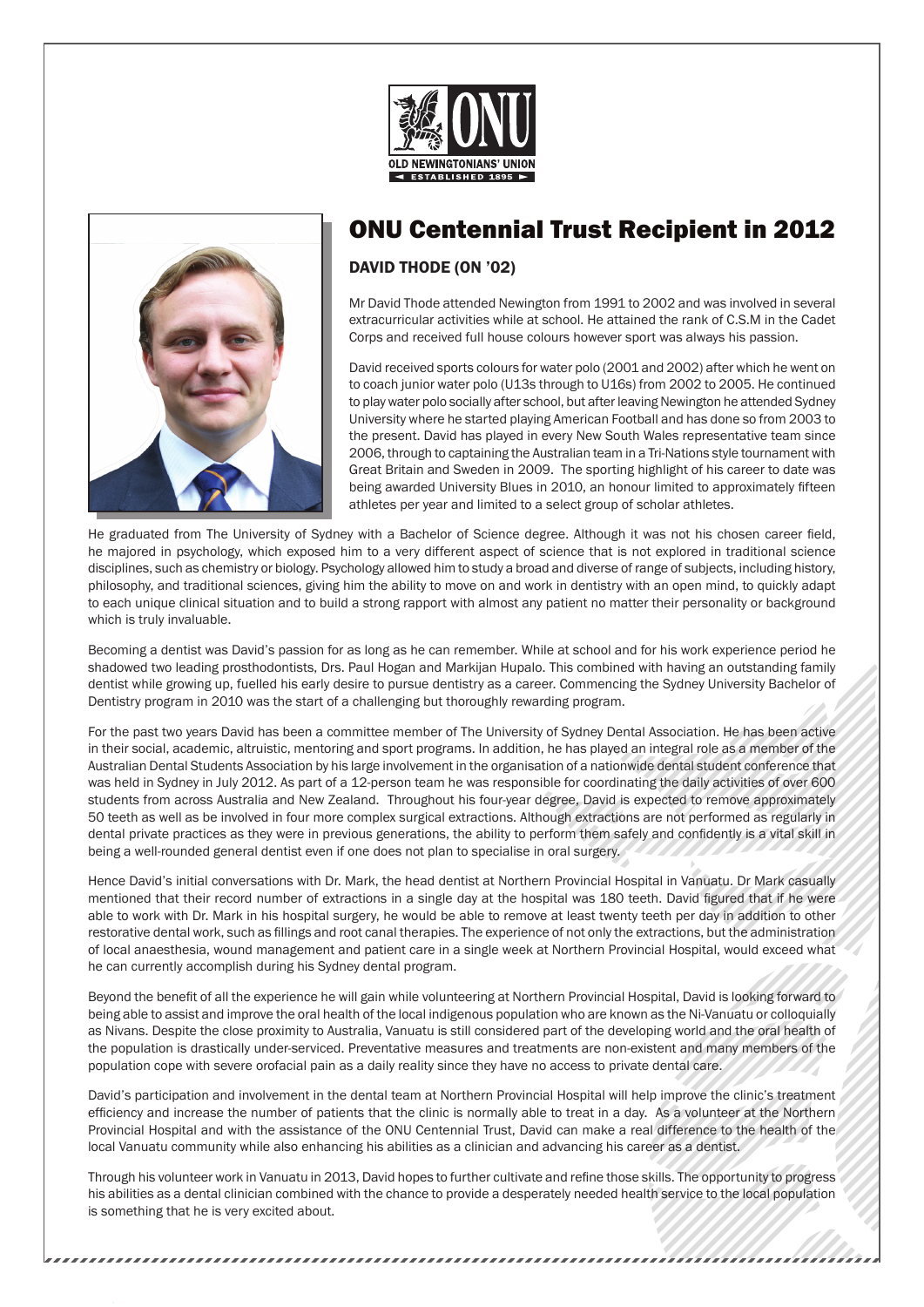OLD NEWINGTONIANS' UNION
ESTABLISHED 1895

# ONU Centennial Trust Recipient in 2012

## DAVID THODE (ON '02)

Mr David Thode attended Newington from 1991 to 2002 and was involved in several extracurricular activities while at school. He attained the rank of C.S.M in the Cadet Corps and received full house colours however sport was always his passion.

David received sports colours for water polo (2001 and 2002) after which he went on to coach junior water polo (U13s through to U16s) from 2002 to 2005. He continued to play water polo socially after school, but after leaving Newington he attended Sydney University where he started playing American Football and has done so from 2003 to the present. David has played in every New South Wales representative team since 2006, through to captaining the Australian team in a Tri-Nations style tournament with Great Britain and Sweden in 2009. The sporting highlight of his career to date was being awarded University Blues in 2010, an honour limited to approximately fifteen athletes per year and limited to a select group of scholar athletes.

He graduated from The University of Sydney with a Bachelor of Science degree. Although it was not his chosen career field, he majored in psychology, which exposed him to a very different aspect of science that is not explored in traditional science disciplines, such as chemistry or biology. Psychology allowed him to study a broad and diverse of range of subjects, including history, philosophy, and traditional sciences, giving him the ability to move on and work in dentistry with an open mind, to quickly adapt to each unique clinical situation and to build a strong rapport with almost any patient no matter their personality or background which is truly invaluable.

Becoming a dentist was David's passion for as long as he can remember. While at school and for his work experience period he shadowed two leading prosthodontists, Drs. Paul Hogan and Markijan Hupalo. This combined with having an outstanding family dentist while growing up, fuelled his early desire to pursue dentistry as a career. Commencing the Sydney University Bachelor of Dentistry program in 2010 was the start of a challenging but thoroughly rewarding program.

For the past two years David has been a committee member of The University of Sydney Dental Association. He has been active in their social, academic, altruistic, mentoring and sport programs. In addition, he has played an integral role as a member of the Australian Dental Students Association by his large involvement in the organisation of a nationwide dental student conference that was held in Sydney in July 2012. As part of a 12-person team he was responsible for coordinating the daily activities of over 600 students from across Australia and New Zealand. Throughout his four-year degree, David is expected to remove approximately 50 teeth as well as be involved in four more complex surgical extractions. Although extractions are not performed as regularly in dental private practices as they were in previous generations, the ability to perform them safely and confidently is a vital skill in being a well-rounded general dentist even if one does not plan to specialise in oral surgery.

Hence David's initial conversations with Dr. Mark, the head dentist at Northern Provincial Hospital in Vanuatu. Dr Mark casually mentioned that their record number of extractions in a single day at the hospital was 180 teeth. David figured that if he were able to work with Dr. Mark in his hospital surgery, he would be able to remove at least twenty teeth per day in addition to other restorative dental work, such as fillings and root canal therapies. The experience of not only the extractions, but the administration of local anaesthesia, wound management and patient care in a single week at Northern Provincial Hospital, would exceed what he can currently accomplish during his Sydney dental program.

Beyond the benefit of all the experience he will gain while volunteering at Northern Provincial Hospital, David is looking forward to being able to assist and improve the oral health of the local indigenous population who are known as the Ni-Vanuatu or colloquially as Nivans. Despite the close proximity to Australia, Vanuatu is still considered part of the developing world and the oral health of the population is drastically under-serviced. Preventative measures and treatments are non-existent and many members of the population cope with severe orofacial pain as a daily reality since they have no access to private dental care.

David's participation and involvement in the dental team at Northern Provincial Hospital will help improve the clinic's treatment efficiency and increase the number of patients that the clinic is normally able to treat in a day. As a volunteer at the Northern Provincial Hospital and with the assistance of the ONU Centennial Trust, David can make a real difference to the health of the local Vanuatu community while also enhancing his abilities as a clinician and advancing his career as a dentist.

Through his volunteer work in Vanuatu in 2013, David hopes to further cultivate and refine those skills. The opportunity to progress his abilities as a dental clinician combined with the chance to provide a desperately needed health service to the local population is something that he is very excited about.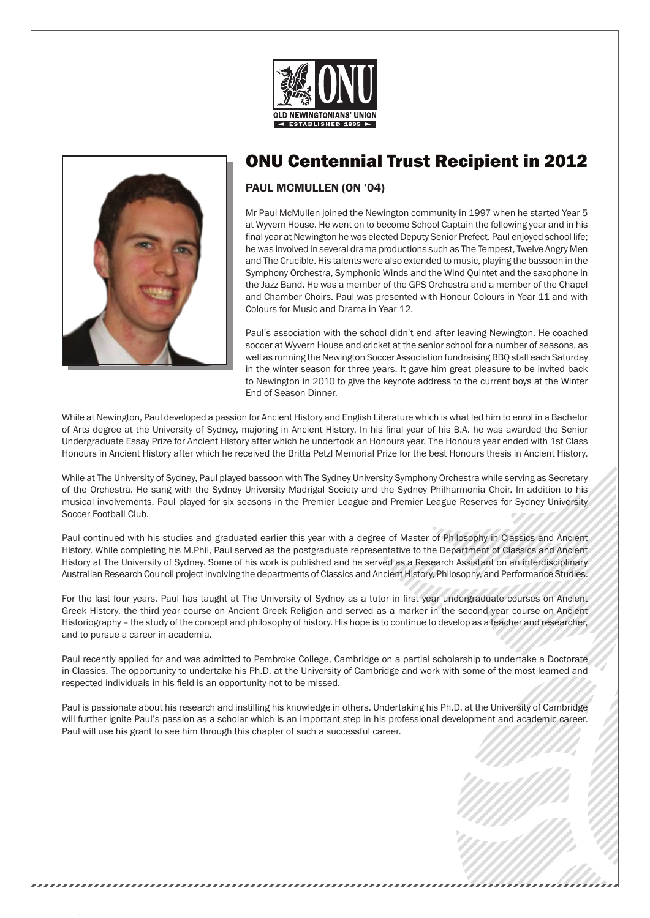# ONU Centennial Trust Recipient in 2012

## PAUL MCMULLEN (ON '04)

Mr Paul McMullen joined the Newington community in 1997 when he started Year 5 at Wyvern House. He went on to become School Captain the following year and in his final year at Newington he was elected Deputy Senior Prefect. Paul enjoyed school life; he was involved in several drama productions such as The Tempest, Twelve Angry Men and The Crucible. His talents were also extended to music, playing the bassoon in the Symphony Orchestra, Symphonic Winds and the Wind Quintet and the saxophone in the Jazz Band. He was a member of the GPS Orchestra and a member of the Chapel and Chamber Choirs. Paul was presented with Honour Colours in Year 11 and with Colours for Music and Drama in Year 12.

Paul's association with the school didn't end after leaving Newington. He coached soccer at Wyvern House and cricket at the senior school for a number of seasons, as well as running the Newington Soccer Association fundraising BBQ stall each Saturday in the winter season for three years. It gave him great pleasure to be invited back to Newington in 2010 to give the keynote address to the current boys at the Winter End of Season Dinner.

While at Newington, Paul developed a passion for Ancient History and English Literature which is what led him to enrol in a Bachelor of Arts degree at the University of Sydney, majoring in Ancient History. In his final year of his B.A. he was awarded the Senior Undergraduate Essay Prize for Ancient History after which he undertook an Honours year. The Honours year ended with 1st Class Honours in Ancient History after which he received the Britta Petzl Memorial Prize for the best Honours thesis in Ancient History.

While at The University of Sydney, Paul played bassoon with The Sydney University Symphony Orchestra while serving as Secretary of the Orchestra. He sang with the Sydney University Madrigal Society and the Sydney Philharmonia Choir. In addition to his musical involvements, Paul played for six seasons in the Premier League and Premier League Reserves for Sydney University Soccer Football Club.

Paul continued with his studies and graduated earlier this year with a degree of Master of Philosophy in Classics and Ancient History. While completing his M.Phil, Paul served as the postgraduate representative to the Department of Classics and Ancient History at The University of Sydney. Some of his work is published and he served as a Research Assistant on an interdisciplinary Australian Research Council project involving the departments of Classics and Ancient History, Philosophy, and Performance Studies.

For the last four years, Paul has taught at The University of Sydney as a tutor in first year undergraduate courses on Ancient Greek History, the third year course on Ancient Greek Religion and served as a marker in the second year course on Ancient Historiography – the study of the concept and philosophy of history. His hope is to continue to develop as a teacher and researcher, and to pursue a career in academia.

Paul recently applied for and was admitted to Pembroke College, Cambridge on a partial scholarship to undertake a Doctorate in Classics. The opportunity to undertake his Ph.D. at the University of Cambridge and work with some of the most learned and respected individuals in his field is an opportunity not to be missed.

Paul is passionate about his research and instilling his knowledge in others. Undertaking his Ph.D. at the University of Cambridge will further ignite Paul's passion as a scholar which is an important step in his professional development and academic career. Paul will use his grant to see him through this chapter of such a successful career.